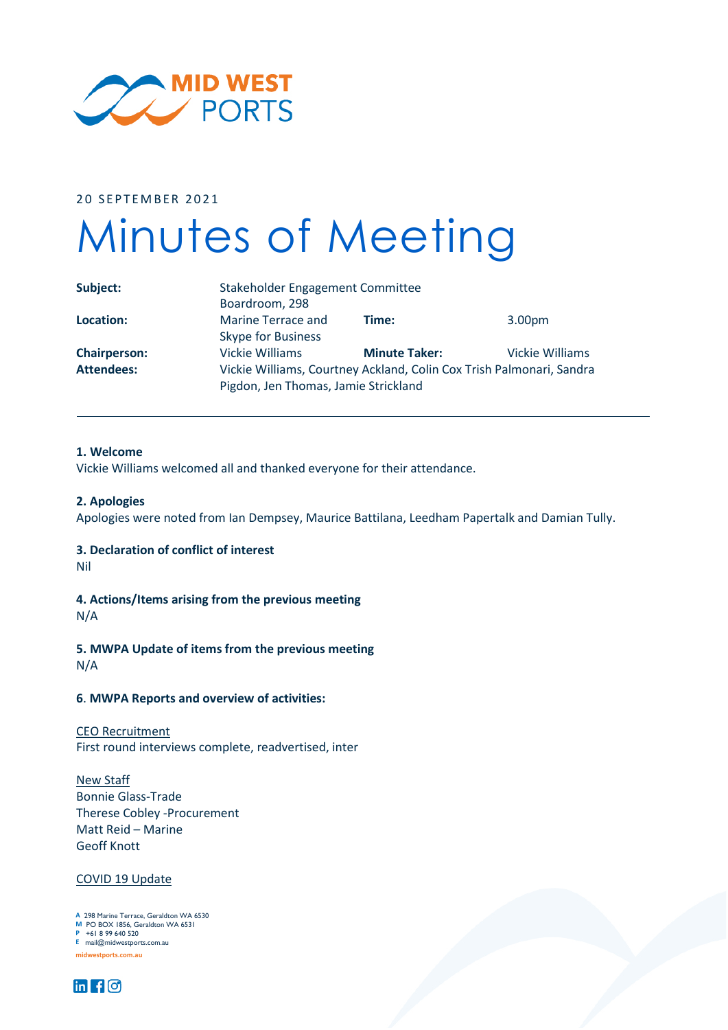20 SEPTEMBER 2021

# Minutes of Meeting

| | | | |
|---|---|---|---|
| **Subject:** | Stakeholder Engagement Committee | | |
| **Location:** | Boardroom, 298 Marine Terrace and Skype for Business | **Time:** | 3.00pm |
| **Chairperson:** | Vickie Williams | **Minute Taker:** | Vickie Williams |
| **Attendees:** | Vickie Williams, Courtney Ackland, Colin Cox Trish Palmonari, Sandra Pigdon, Jen Thomas, Jamie Strickland | | |

---

**1. Welcome**
Vickie Williams welcomed all and thanked everyone for their attendance.

**2. Apologies**
Apologies were noted from Ian Dempsey, Maurice Battilana, Leedham Papertalk and Damian Tully.

**3. Declaration of conflict of interest**
Nil

**4. Actions/Items arising from the previous meeting**
N/A

**5. MWPA Update of items from the previous meeting**
N/A

**6. MWPA Reports and overview of activities:**

CEO Recruitment
First round interviews complete, readvertised, inter

New Staff
Bonnie Glass-Trade
Therese Cobley -Procurement
Matt Reid – Marine
Geoff Knott

COVID 19 Update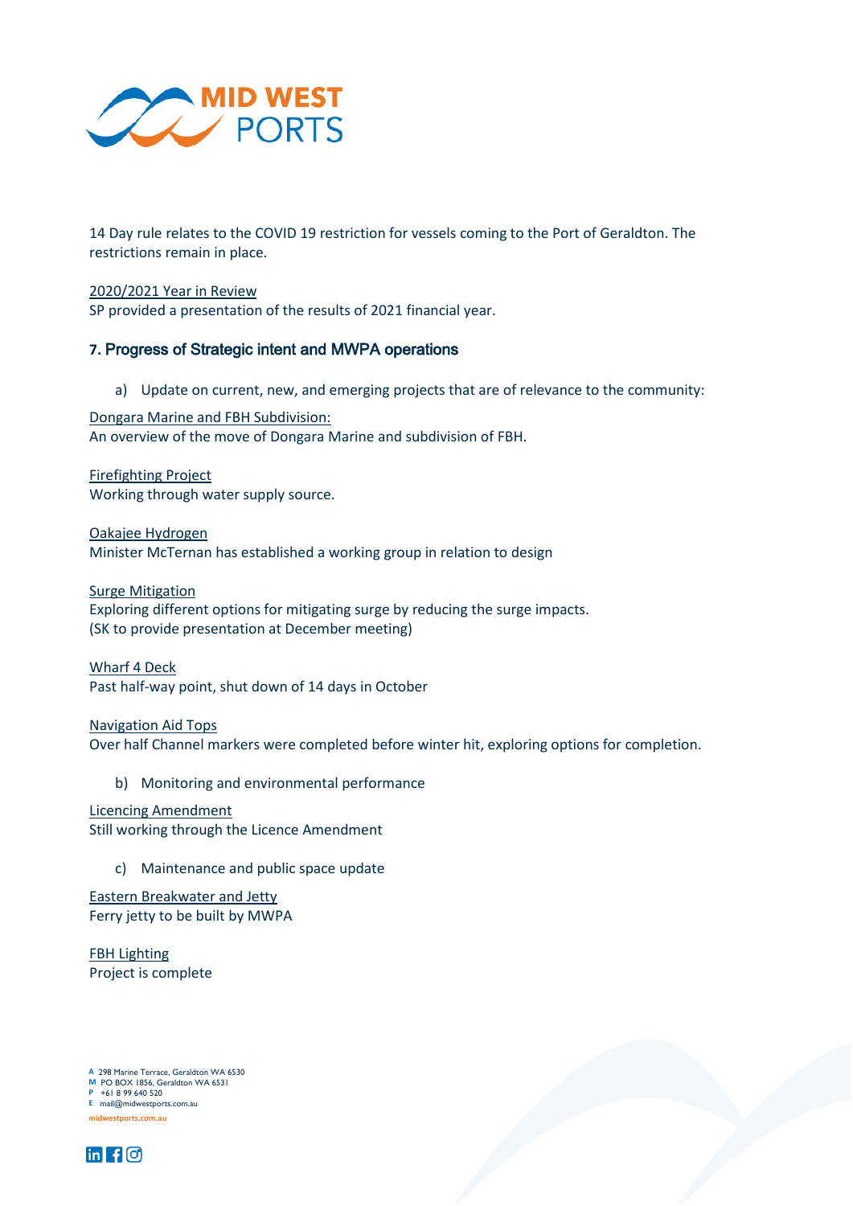14 Day rule relates to the COVID 19 restriction for vessels coming to the Port of Geraldton. The restrictions remain in place.

2020/2021 Year in Review
SP provided a presentation of the results of 2021 financial year.

### 7. Progress of Strategic intent and MWPA operations

a) Update on current, new, and emerging projects that are of relevance to the community:

Dongara Marine and FBH Subdivision:
An overview of the move of Dongara Marine and subdivision of FBH.

Firefighting Project
Working through water supply source.

Oakajee Hydrogen
Minister McTernan has established a working group in relation to design

Surge Mitigation
Exploring different options for mitigating surge by reducing the surge impacts. (SK to provide presentation at December meeting)

Wharf 4 Deck
Past half-way point, shut down of 14 days in October

Navigation Aid Tops
Over half Channel markers were completed before winter hit, exploring options for completion.

b) Monitoring and environmental performance

Licencing Amendment
Still working through the Licence Amendment

c) Maintenance and public space update

Eastern Breakwater and Jetty
Ferry jetty to be built by MWPA

FBH Lighting
Project is complete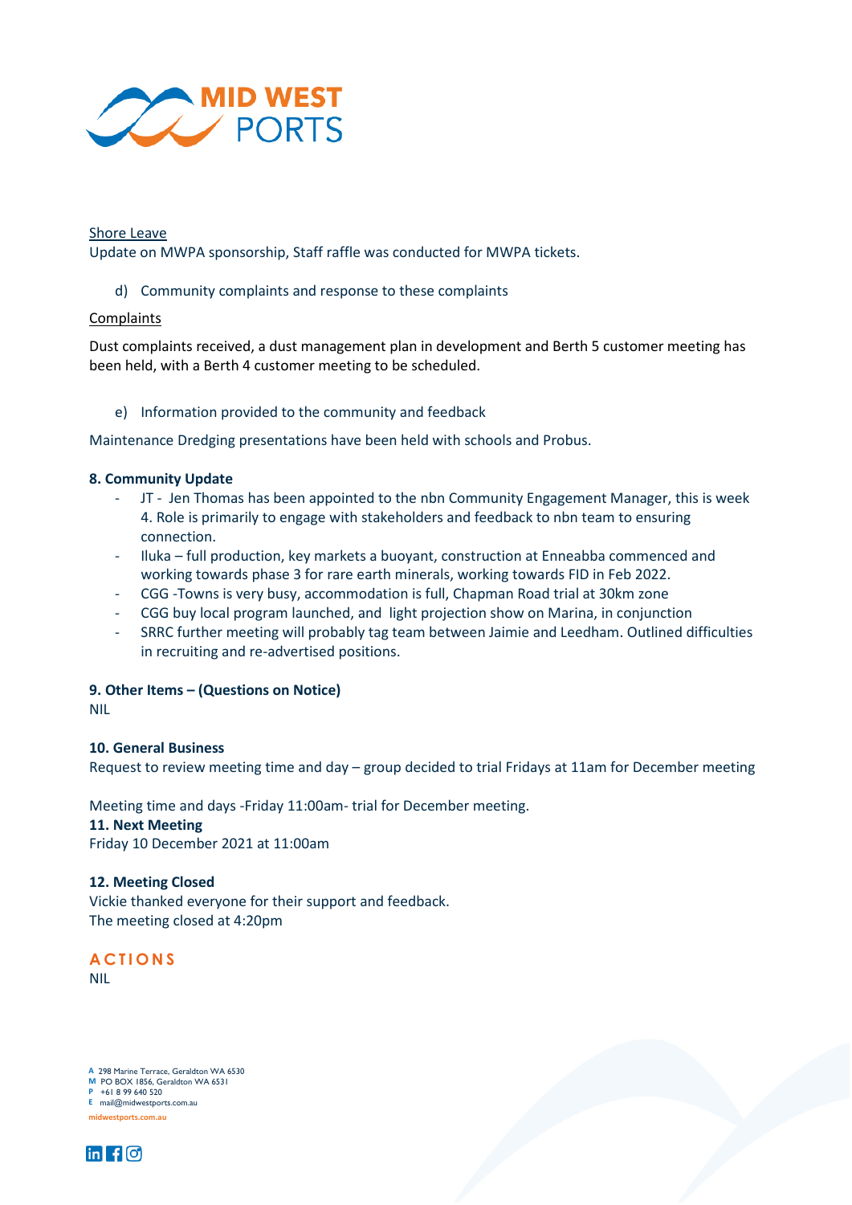Shore Leave
Update on MWPA sponsorship, Staff raffle was conducted for MWPA tickets.

d) Community complaints and response to these complaints

Complaints

Dust complaints received, a dust management plan in development and Berth 5 customer meeting has been held, with a Berth 4 customer meeting to be scheduled.

e) Information provided to the community and feedback

Maintenance Dredging presentations have been held with schools and Probus.

**8. Community Update**

- JT - Jen Thomas has been appointed to the nbn Community Engagement Manager, this is week 4. Role is primarily to engage with stakeholders and feedback to nbn team to ensuring connection.
- Iluka – full production, key markets a buoyant, construction at Enneabba commenced and working towards phase 3 for rare earth minerals, working towards FID in Feb 2022.
- CGG -Towns is very busy, accommodation is full, Chapman Road trial at 30km zone
- CGG buy local program launched, and light projection show on Marina, in conjunction
- SRRC further meeting will probably tag team between Jaimie and Leedham. Outlined difficulties in recruiting and re-advertised positions.

**9. Other Items – (Questions on Notice)**
NIL

**10. General Business**
Request to review meeting time and day – group decided to trial Fridays at 11am for December meeting

Meeting time and days -Friday 11:00am- trial for December meeting.

**11. Next Meeting**
Friday 10 December 2021 at 11:00am

**12. Meeting Closed**
Vickie thanked everyone for their support and feedback.
The meeting closed at 4:20pm

**ACTIONS**
NIL